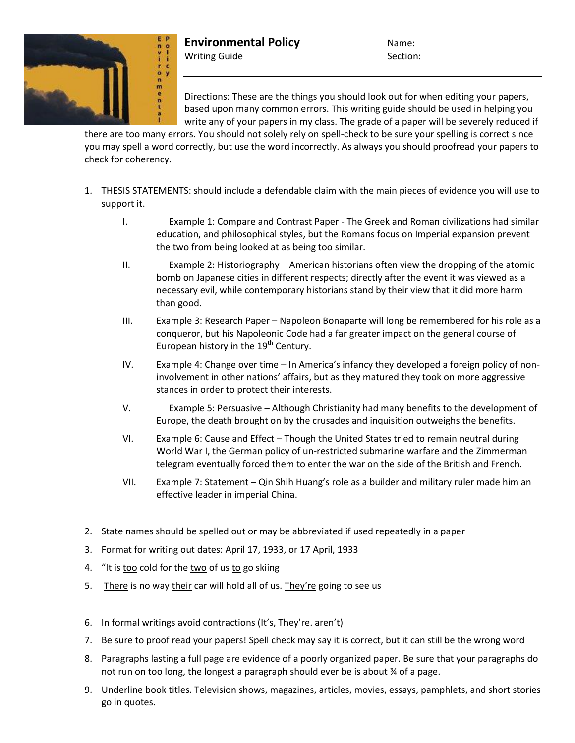# Environmental Policy

Writing Guide

Name:

Section:

Directions: These are the things you should look out for when editing your papers, based upon many common errors. This writing guide should be used in helping you write any of your papers in my class. The grade of a paper will be severely reduced if there are too many errors. You should not solely rely on spell-check to be sure your spelling is correct since you may spell a word correctly, but use the word incorrectly. As always you should proofread your papers to check for coherency.

1. THESIS STATEMENTS: should include a defendable claim with the main pieces of evidence you will use to support it.
   - I. Example 1: Compare and Contrast Paper - The Greek and Roman civilizations had similar education, and philosophical styles, but the Romans focus on Imperial expansion prevent the two from being looked at as being too similar.
   - II. Example 2: Historiography – American historians often view the dropping of the atomic bomb on Japanese cities in different respects; directly after the event it was viewed as a necessary evil, while contemporary historians stand by their view that it did more harm than good.
   - III. Example 3: Research Paper – Napoleon Bonaparte will long be remembered for his role as a conqueror, but his Napoleonic Code had a far greater impact on the general course of European history in the 19th Century.
   - IV. Example 4: Change over time – In America's infancy they developed a foreign policy of non-involvement in other nations' affairs, but as they matured they took on more aggressive stances in order to protect their interests.
   - V. Example 5: Persuasive – Although Christianity had many benefits to the development of Europe, the death brought on by the crusades and inquisition outweighs the benefits.
   - VI. Example 6: Cause and Effect – Though the United States tried to remain neutral during World War I, the German policy of un-restricted submarine warfare and the Zimmerman telegram eventually forced them to enter the war on the side of the British and French.
   - VII. Example 7: Statement – Qin Shih Huang's role as a builder and military ruler made him an effective leader in imperial China.
2. State names should be spelled out or may be abbreviated if used repeatedly in a paper
3. Format for writing out dates: April 17, 1933, or 17 April, 1933
4. "It is <u>too</u> cold for the <u>two</u> of us <u>to</u> go skiing
5. <u>There</u> is no way <u>their</u> car will hold all of us. <u>They're</u> going to see us
6. In formal writings avoid contractions (It's, They're. aren't)
7. Be sure to proof read your papers! Spell check may say it is correct, but it can still be the wrong word
8. Paragraphs lasting a full page are evidence of a poorly organized paper. Be sure that your paragraphs do not run on too long, the longest a paragraph should ever be is about ¾ of a page.
9. Underline book titles. Television shows, magazines, articles, movies, essays, pamphlets, and short stories go in quotes.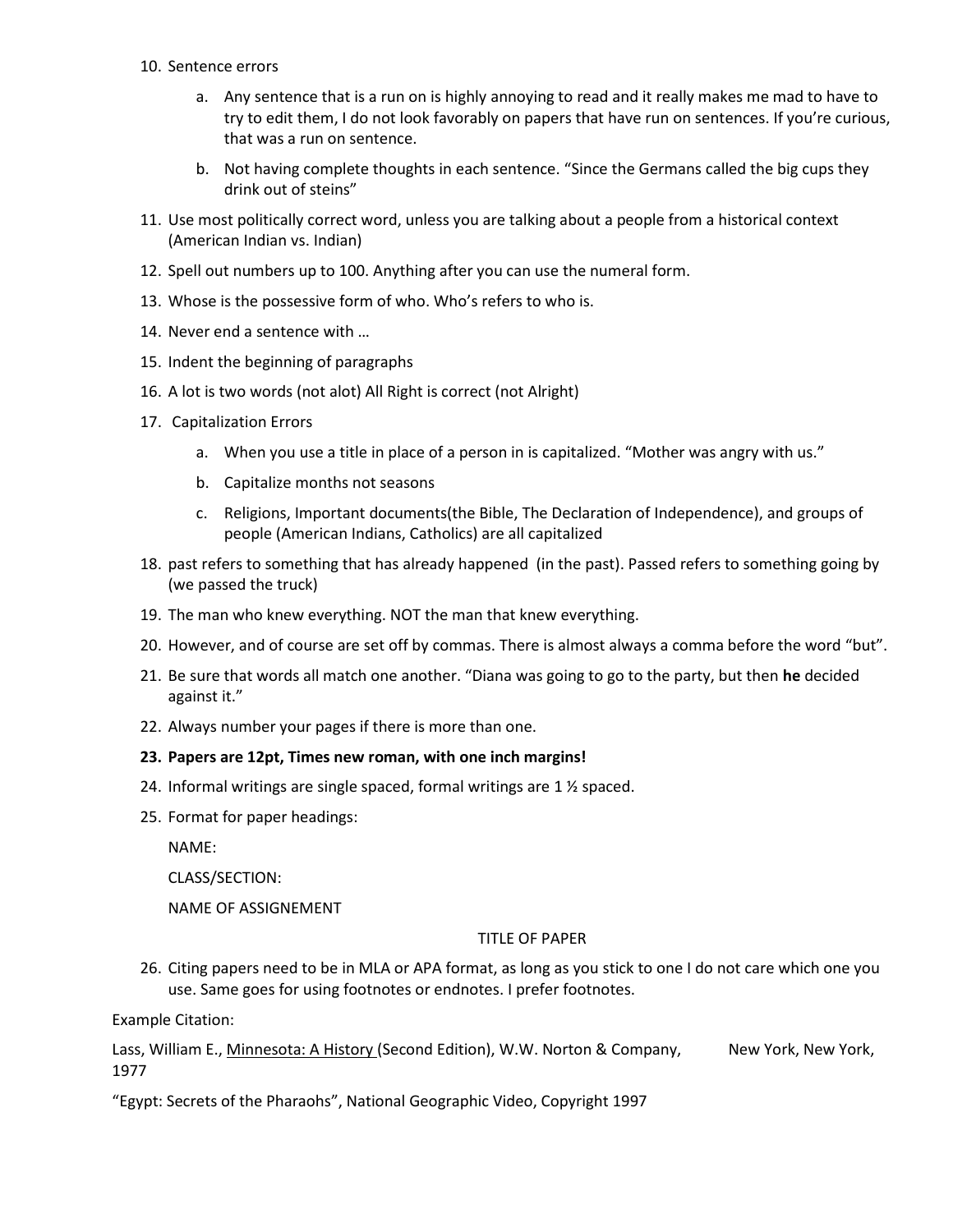10. Sentence errors
    a. Any sentence that is a run on is highly annoying to read and it really makes me mad to have to try to edit them, I do not look favorably on papers that have run on sentences. If you're curious, that was a run on sentence.
    b. Not having complete thoughts in each sentence. "Since the Germans called the big cups they drink out of steins"
11. Use most politically correct word, unless you are talking about a people from a historical context (American Indian vs. Indian)
12. Spell out numbers up to 100. Anything after you can use the numeral form.
13. Whose is the possessive form of who. Who's refers to who is.
14. Never end a sentence with …
15. Indent the beginning of paragraphs
16. A lot is two words (not alot) All Right is correct (not Alright)
17. Capitalization Errors
    a. When you use a title in place of a person in is capitalized. "Mother was angry with us."
    b. Capitalize months not seasons
    c. Religions, Important documents(the Bible, The Declaration of Independence), and groups of people (American Indians, Catholics) are all capitalized
18. past refers to something that has already happened (in the past). Passed refers to something going by (we passed the truck)
19. The man who knew everything. NOT the man that knew everything.
20. However, and of course are set off by commas. There is almost always a comma before the word "but".
21. Be sure that words all match one another. "Diana was going to go to the party, but then **he** decided against it."
22. Always number your pages if there is more than one.
23. **Papers are 12pt, Times new roman, with one inch margins!**
24. Informal writings are single spaced, formal writings are 1 ½ spaced.
25. Format for paper headings:

    NAME:

    CLASS/SECTION:

    NAME OF ASSIGNEMENT

    TITLE OF PAPER
26. Citing papers need to be in MLA or APA format, as long as you stick to one I do not care which one you use. Same goes for using footnotes or endnotes. I prefer footnotes.

Example Citation:

Lass, William E., Minnesota: A History (Second Edition), W.W. Norton & Company, New York, New York, 1977

"Egypt: Secrets of the Pharaohs", National Geographic Video, Copyright 1997